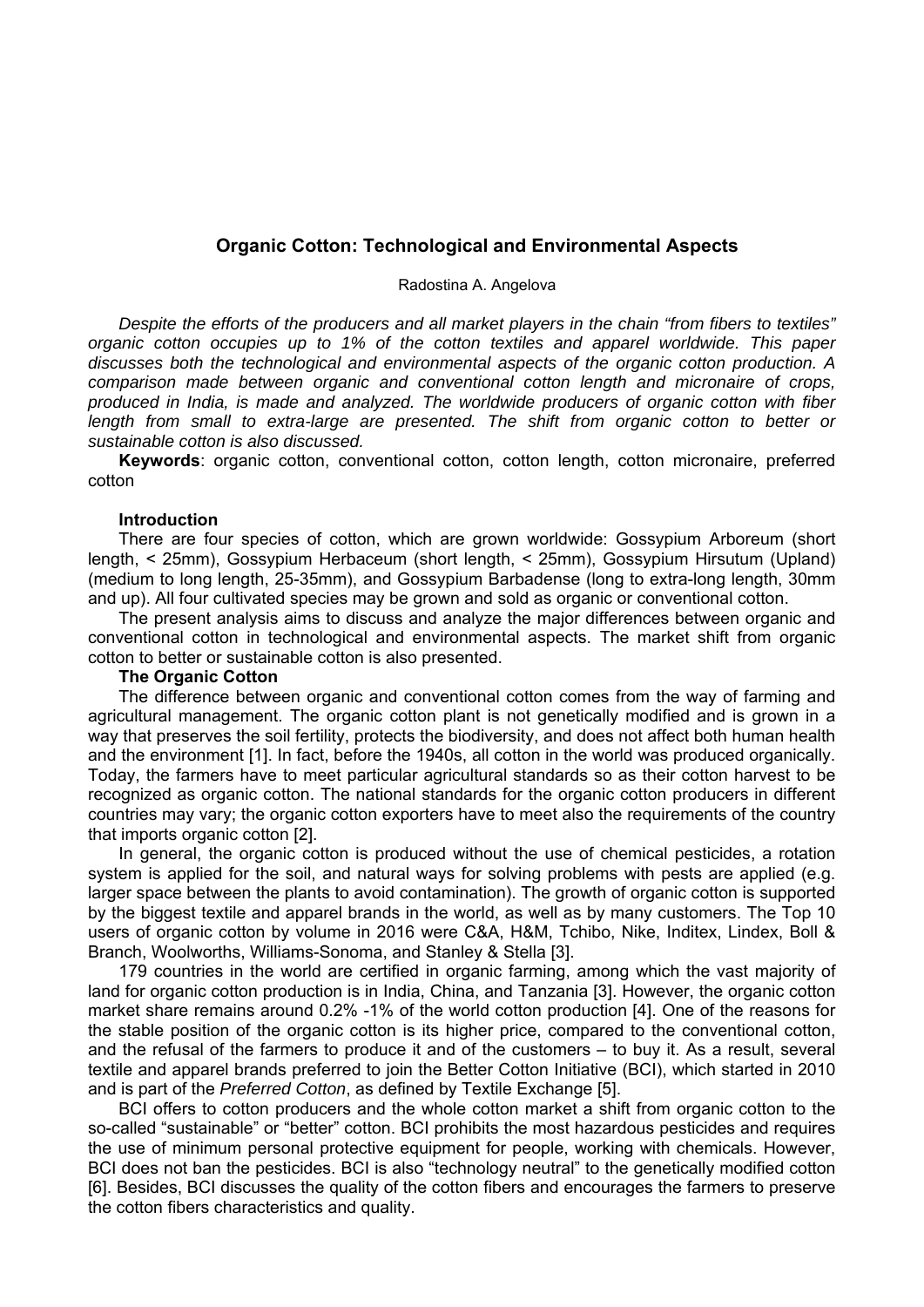# Organic Cotton: Technological and Environmental Aspects

Radostina A. Angelova

*Despite the efforts of the producers and all market players in the chain "from fibers to textiles" organic cotton occupies up to 1% of the cotton textiles and apparel worldwide. This paper discusses both the technological and environmental aspects of the organic cotton production. A comparison made between organic and conventional cotton length and micronaire of crops, produced in India, is made and analyzed. The worldwide producers of organic cotton with fiber length from small to extra-large are presented. The shift from organic cotton to better or sustainable cotton is also discussed.*

**Keywords**: organic cotton, conventional cotton, cotton length, cotton micronaire, preferred cotton

## Introduction

There are four species of cotton, which are grown worldwide: Gossypium Arboreum (short length, < 25mm), Gossypium Herbaceum (short length, < 25mm), Gossypium Hirsutum (Upland) (medium to long length, 25-35mm), and Gossypium Barbadense (long to extra-long length, 30mm and up). All four cultivated species may be grown and sold as organic or conventional cotton.

The present analysis aims to discuss and analyze the major differences between organic and conventional cotton in technological and environmental aspects. The market shift from organic cotton to better or sustainable cotton is also presented.

## The Organic Cotton

The difference between organic and conventional cotton comes from the way of farming and agricultural management. The organic cotton plant is not genetically modified and is grown in a way that preserves the soil fertility, protects the biodiversity, and does not affect both human health and the environment [1]. In fact, before the 1940s, all cotton in the world was produced organically. Today, the farmers have to meet particular agricultural standards so as their cotton harvest to be recognized as organic cotton. The national standards for the organic cotton producers in different countries may vary; the organic cotton exporters have to meet also the requirements of the country that imports organic cotton [2].

In general, the organic cotton is produced without the use of chemical pesticides, a rotation system is applied for the soil, and natural ways for solving problems with pests are applied (e.g. larger space between the plants to avoid contamination). The growth of organic cotton is supported by the biggest textile and apparel brands in the world, as well as by many customers. The Top 10 users of organic cotton by volume in 2016 were C&A, H&M, Tchibo, Nike, Inditex, Lindex, Boll & Branch, Woolworths, Williams-Sonoma, and Stanley & Stella [3].

179 countries in the world are certified in organic farming, among which the vast majority of land for organic cotton production is in India, China, and Tanzania [3]. However, the organic cotton market share remains around 0.2% -1% of the world cotton production [4]. One of the reasons for the stable position of the organic cotton is its higher price, compared to the conventional cotton, and the refusal of the farmers to produce it and of the customers – to buy it. As a result, several textile and apparel brands preferred to join the Better Cotton Initiative (BCI), which started in 2010 and is part of the *Preferred Cotton*, as defined by Textile Exchange [5].

BCI offers to cotton producers and the whole cotton market a shift from organic cotton to the so-called "sustainable" or "better" cotton. BCI prohibits the most hazardous pesticides and requires the use of minimum personal protective equipment for people, working with chemicals. However, BCI does not ban the pesticides. BCI is also "technology neutral" to the genetically modified cotton [6]. Besides, BCI discusses the quality of the cotton fibers and encourages the farmers to preserve the cotton fibers characteristics and quality.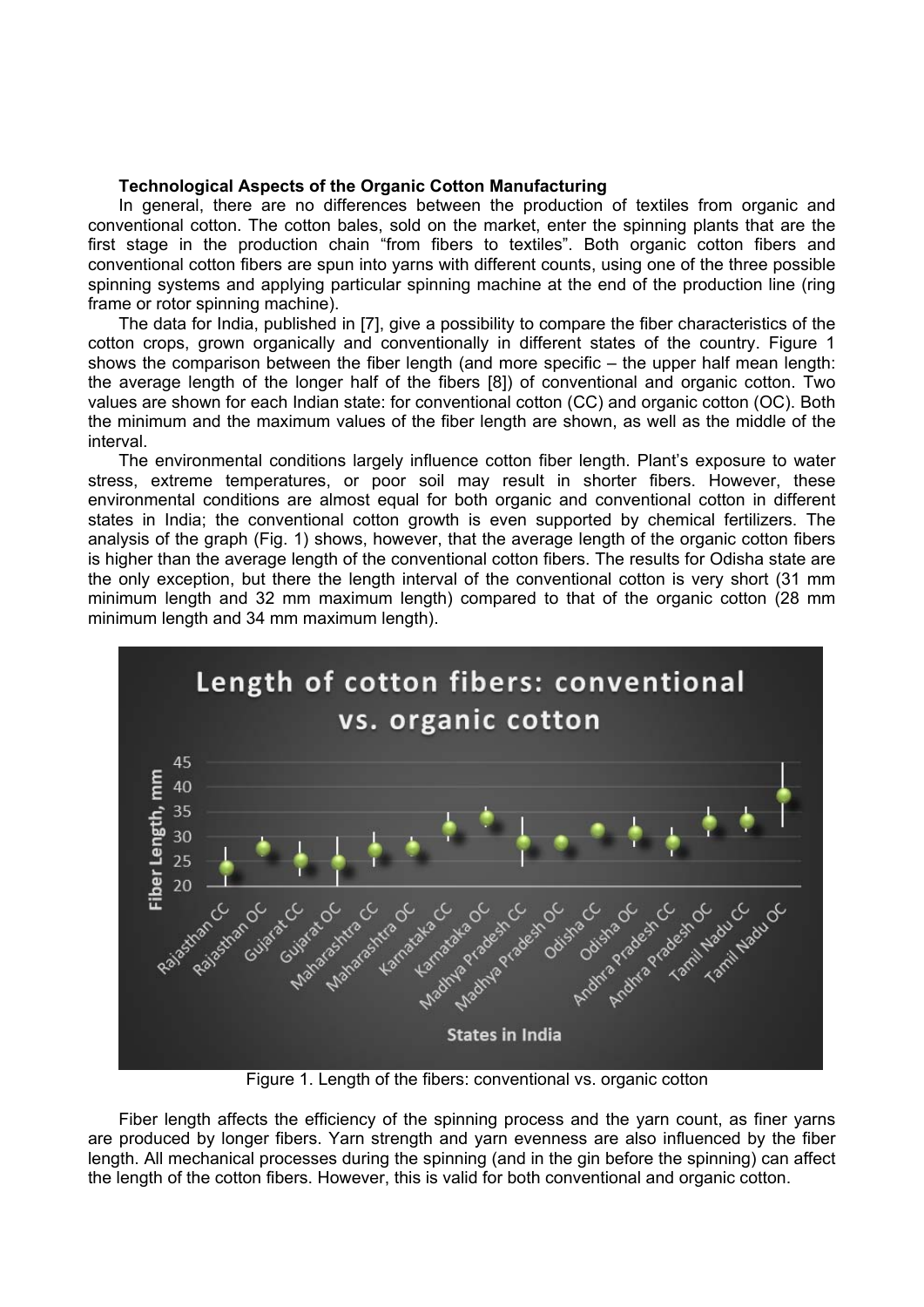**Technological Aspects of the Organic Cotton Manufacturing**

In general, there are no differences between the production of textiles from organic and conventional cotton. The cotton bales, sold on the market, enter the spinning plants that are the first stage in the production chain "from fibers to textiles". Both organic cotton fibers and conventional cotton fibers are spun into yarns with different counts, using one of the three possible spinning systems and applying particular spinning machine at the end of the production line (ring frame or rotor spinning machine).

The data for India, published in [7], give a possibility to compare the fiber characteristics of the cotton crops, grown organically and conventionally in different states of the country. Figure 1 shows the comparison between the fiber length (and more specific – the upper half mean length: the average length of the longer half of the fibers [8]) of conventional and organic cotton. Two values are shown for each Indian state: for conventional cotton (CC) and organic cotton (OC). Both the minimum and the maximum values of the fiber length are shown, as well as the middle of the interval.

The environmental conditions largely influence cotton fiber length. Plant's exposure to water stress, extreme temperatures, or poor soil may result in shorter fibers. However, these environmental conditions are almost equal for both organic and conventional cotton in different states in India; the conventional cotton growth is even supported by chemical fertilizers. The analysis of the graph (Fig. 1) shows, however, that the average length of the organic cotton fibers is higher than the average length of the conventional cotton fibers. The results for Odisha state are the only exception, but there the length interval of the conventional cotton is very short (31 mm minimum length and 32 mm maximum length) compared to that of the organic cotton (28 mm minimum length and 34 mm maximum length).

Figure 1. Length of the fibers: conventional vs. organic cotton

Fiber length affects the efficiency of the spinning process and the yarn count, as finer yarns are produced by longer fibers. Yarn strength and yarn evenness are also influenced by the fiber length. All mechanical processes during the spinning (and in the gin before the spinning) can affect the length of the cotton fibers. However, this is valid for both conventional and organic cotton.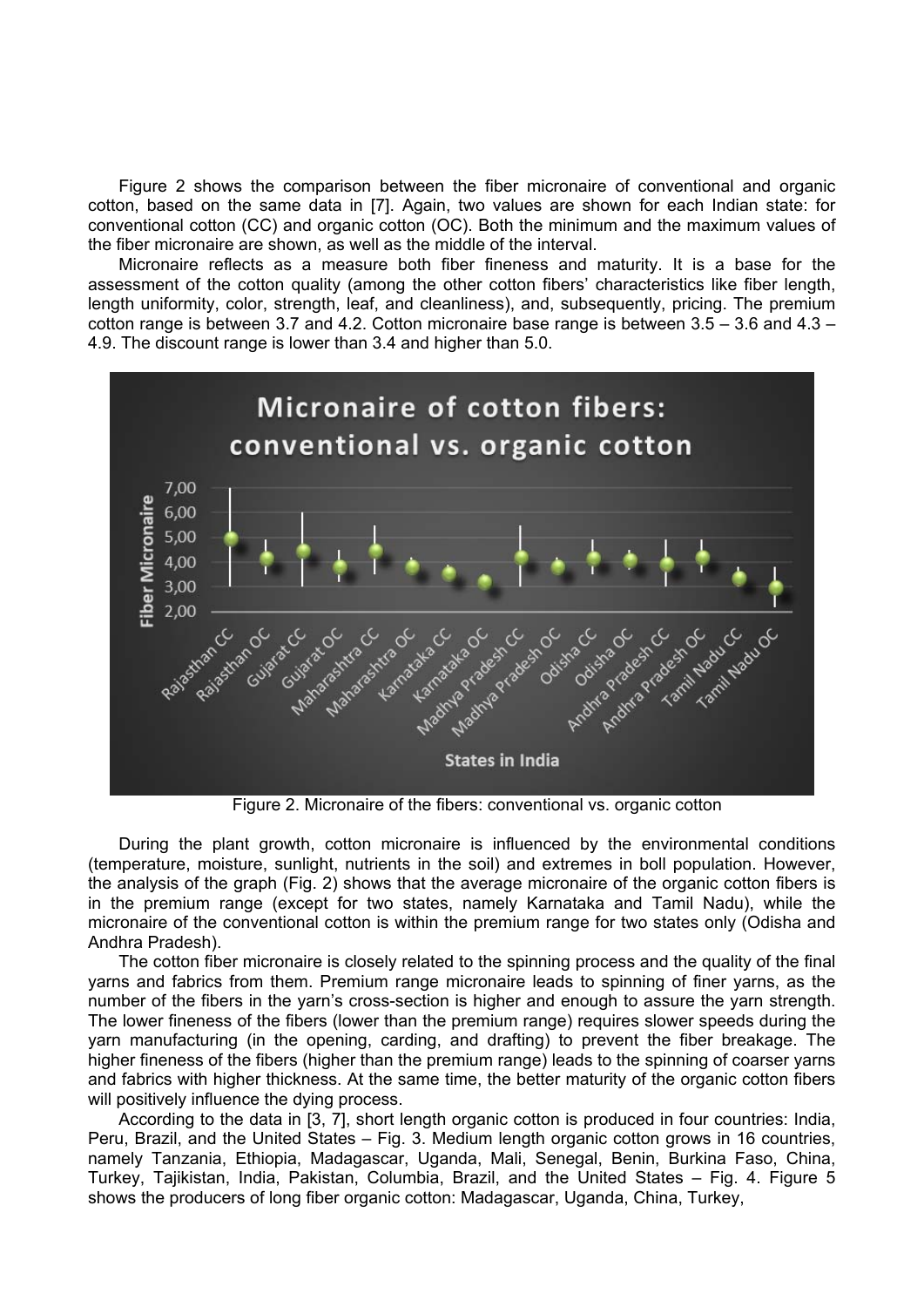Figure 2 shows the comparison between the fiber micronaire of conventional and organic cotton, based on the same data in [7]. Again, two values are shown for each Indian state: for conventional cotton (CC) and organic cotton (OC). Both the minimum and the maximum values of the fiber micronaire are shown, as well as the middle of the interval.

Micronaire reflects as a measure both fiber fineness and maturity. It is a base for the assessment of the cotton quality (among the other cotton fibers' characteristics like fiber length, length uniformity, color, strength, leaf, and cleanliness), and, subsequently, pricing. The premium cotton range is between 3.7 and 4.2. Cotton micronaire base range is between 3.5 – 3.6 and 4.3 – 4.9. The discount range is lower than 3.4 and higher than 5.0.

Figure 2. Micronaire of the fibers: conventional vs. organic cotton

During the plant growth, cotton micronaire is influenced by the environmental conditions (temperature, moisture, sunlight, nutrients in the soil) and extremes in boll population. However, the analysis of the graph (Fig. 2) shows that the average micronaire of the organic cotton fibers is in the premium range (except for two states, namely Karnataka and Tamil Nadu), while the micronaire of the conventional cotton is within the premium range for two states only (Odisha and Andhra Pradesh).

The cotton fiber micronaire is closely related to the spinning process and the quality of the final yarns and fabrics from them. Premium range micronaire leads to spinning of finer yarns, as the number of the fibers in the yarn's cross-section is higher and enough to assure the yarn strength. The lower fineness of the fibers (lower than the premium range) requires slower speeds during the yarn manufacturing (in the opening, carding, and drafting) to prevent the fiber breakage. The higher fineness of the fibers (higher than the premium range) leads to the spinning of coarser yarns and fabrics with higher thickness. At the same time, the better maturity of the organic cotton fibers will positively influence the dying process.

According to the data in [3, 7], short length organic cotton is produced in four countries: India, Peru, Brazil, and the United States – Fig. 3. Medium length organic cotton grows in 16 countries, namely Tanzania, Ethiopia, Madagascar, Uganda, Mali, Senegal, Benin, Burkina Faso, China, Turkey, Tajikistan, India, Pakistan, Columbia, Brazil, and the United States – Fig. 4. Figure 5 shows the producers of long fiber organic cotton: Madagascar, Uganda, China, Turkey,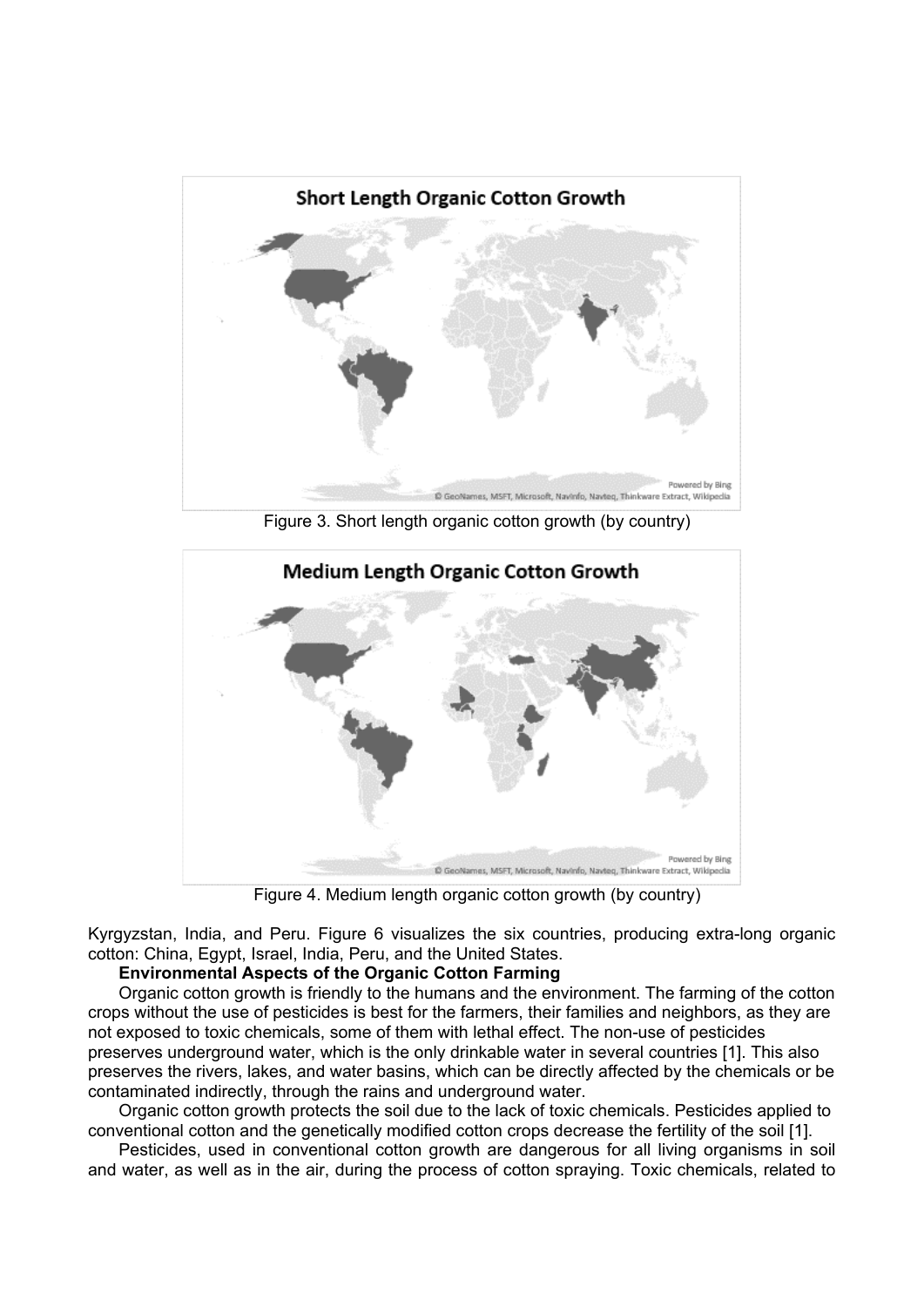Figure 3. Short length organic cotton growth (by country)

Figure 4. Medium length organic cotton growth (by country)

Kyrgyzstan, India, and Peru. Figure 6 visualizes the six countries, producing extra-long organic cotton: China, Egypt, Israel, India, Peru, and the United States.

**Environmental Aspects of the Organic Cotton Farming**

Organic cotton growth is friendly to the humans and the environment. The farming of the cotton crops without the use of pesticides is best for the farmers, their families and neighbors, as they are not exposed to toxic chemicals, some of them with lethal effect. The non-use of pesticides preserves underground water, which is the only drinkable water in several countries [1]. This also preserves the rivers, lakes, and water basins, which can be directly affected by the chemicals or be contaminated indirectly, through the rains and underground water.

Organic cotton growth protects the soil due to the lack of toxic chemicals. Pesticides applied to conventional cotton and the genetically modified cotton crops decrease the fertility of the soil [1].

Pesticides, used in conventional cotton growth are dangerous for all living organisms in soil and water, as well as in the air, during the process of cotton spraying. Toxic chemicals, related to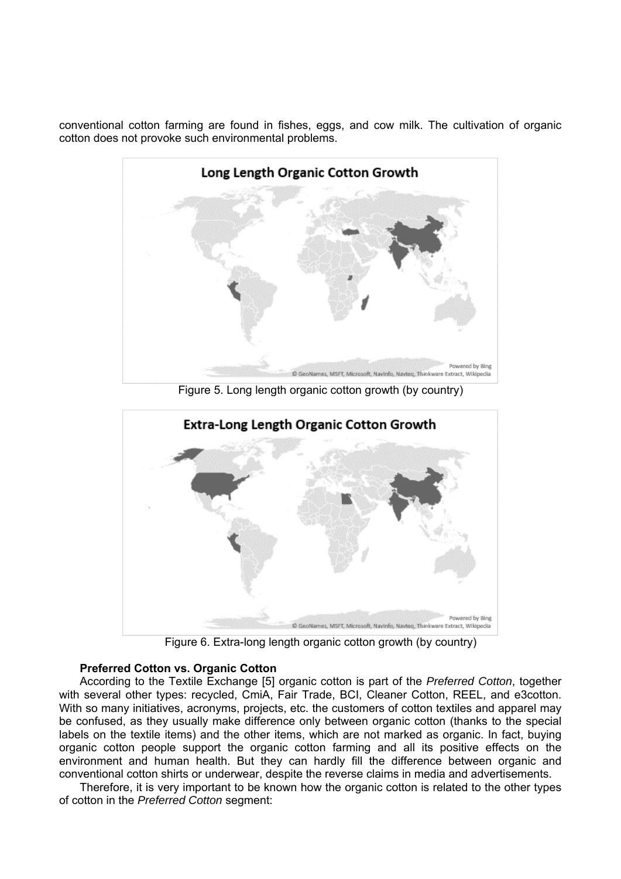conventional cotton farming are found in fishes, eggs, and cow milk. The cultivation of organic cotton does not provoke such environmental problems.

Figure 5. Long length organic cotton growth (by country)

Figure 6. Extra-long length organic cotton growth (by country)

**Preferred Cotton vs. Organic Cotton**

According to the Textile Exchange [5] organic cotton is part of the *Preferred Cotton*, together with several other types: recycled, CmiA, Fair Trade, BCI, Cleaner Cotton, REEL, and e3cotton. With so many initiatives, acronyms, projects, etc. the customers of cotton textiles and apparel may be confused, as they usually make difference only between organic cotton (thanks to the special labels on the textile items) and the other items, which are not marked as organic. In fact, buying organic cotton people support the organic cotton farming and all its positive effects on the environment and human health. But they can hardly fill the difference between organic and conventional cotton shirts or underwear, despite the reverse claims in media and advertisements.

Therefore, it is very important to be known how the organic cotton is related to the other types of cotton in the *Preferred Cotton* segment: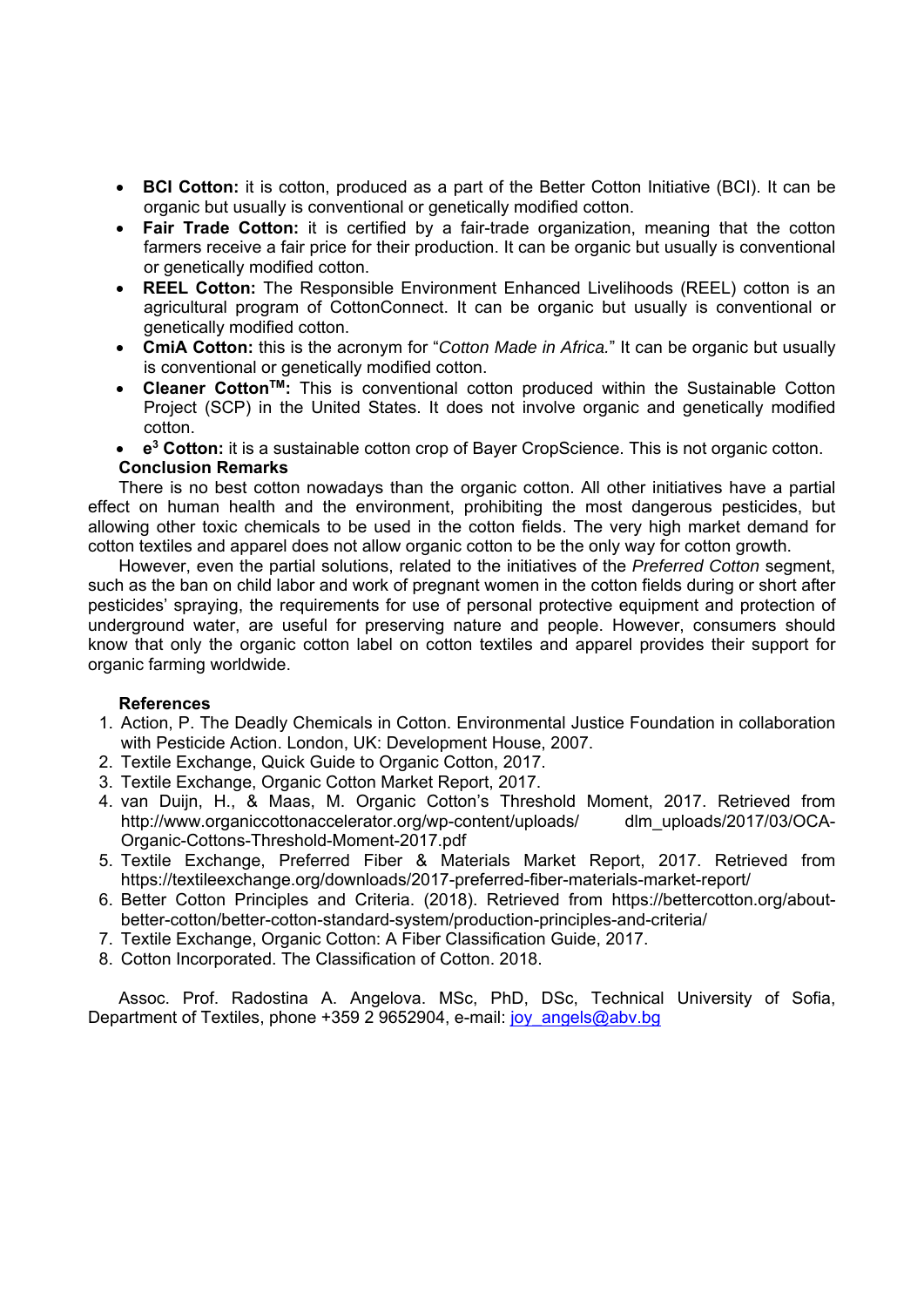- **BCI Cotton:** it is cotton, produced as a part of the Better Cotton Initiative (BCI). It can be organic but usually is conventional or genetically modified cotton.
- **Fair Trade Cotton:** it is certified by a fair-trade organization, meaning that the cotton farmers receive a fair price for their production. It can be organic but usually is conventional or genetically modified cotton.
- **REEL Cotton:** The Responsible Environment Enhanced Livelihoods (REEL) cotton is an agricultural program of CottonConnect. It can be organic but usually is conventional or genetically modified cotton.
- **CmiA Cotton:** this is the acronym for "*Cotton Made in Africa.*" It can be organic but usually is conventional or genetically modified cotton.
- **Cleaner Cotton™:** This is conventional cotton produced within the Sustainable Cotton Project (SCP) in the United States. It does not involve organic and genetically modified cotton.
- **e³ Cotton:** it is a sustainable cotton crop of Bayer CropScience. This is not organic cotton.

**Conclusion Remarks**

There is no best cotton nowadays than the organic cotton. All other initiatives have a partial effect on human health and the environment, prohibiting the most dangerous pesticides, but allowing other toxic chemicals to be used in the cotton fields. The very high market demand for cotton textiles and apparel does not allow organic cotton to be the only way for cotton growth.

However, even the partial solutions, related to the initiatives of the *Preferred Cotton* segment, such as the ban on child labor and work of pregnant women in the cotton fields during or short after pesticides' spraying, the requirements for use of personal protective equipment and protection of underground water, are useful for preserving nature and people. However, consumers should know that only the organic cotton label on cotton textiles and apparel provides their support for organic farming worldwide.

**References**

1. Action, P. The Deadly Chemicals in Cotton. Environmental Justice Foundation in collaboration with Pesticide Action. London, UK: Development House, 2007.
2. Textile Exchange, Quick Guide to Organic Cotton, 2017.
3. Textile Exchange, Organic Cotton Market Report, 2017.
4. van Duijn, H., & Maas, M. Organic Cotton's Threshold Moment, 2017. Retrieved from http://www.organiccottonaccelerator.org/wp-content/uploads/ dlm_uploads/2017/03/OCA-Organic-Cottons-Threshold-Moment-2017.pdf
5. Textile Exchange, Preferred Fiber & Materials Market Report, 2017. Retrieved from https://textileexchange.org/downloads/2017-preferred-fiber-materials-market-report/
6. Better Cotton Principles and Criteria. (2018). Retrieved from https://bettercotton.org/about-better-cotton/better-cotton-standard-system/production-principles-and-criteria/
7. Textile Exchange, Organic Cotton: A Fiber Classification Guide, 2017.
8. Cotton Incorporated. The Classification of Cotton. 2018.

Assoc. Prof. Radostina A. Angelova. MSc, PhD, DSc, Technical University of Sofia, Department of Textiles, phone +359 2 9652904, e-mail: joy_angels@abv.bg